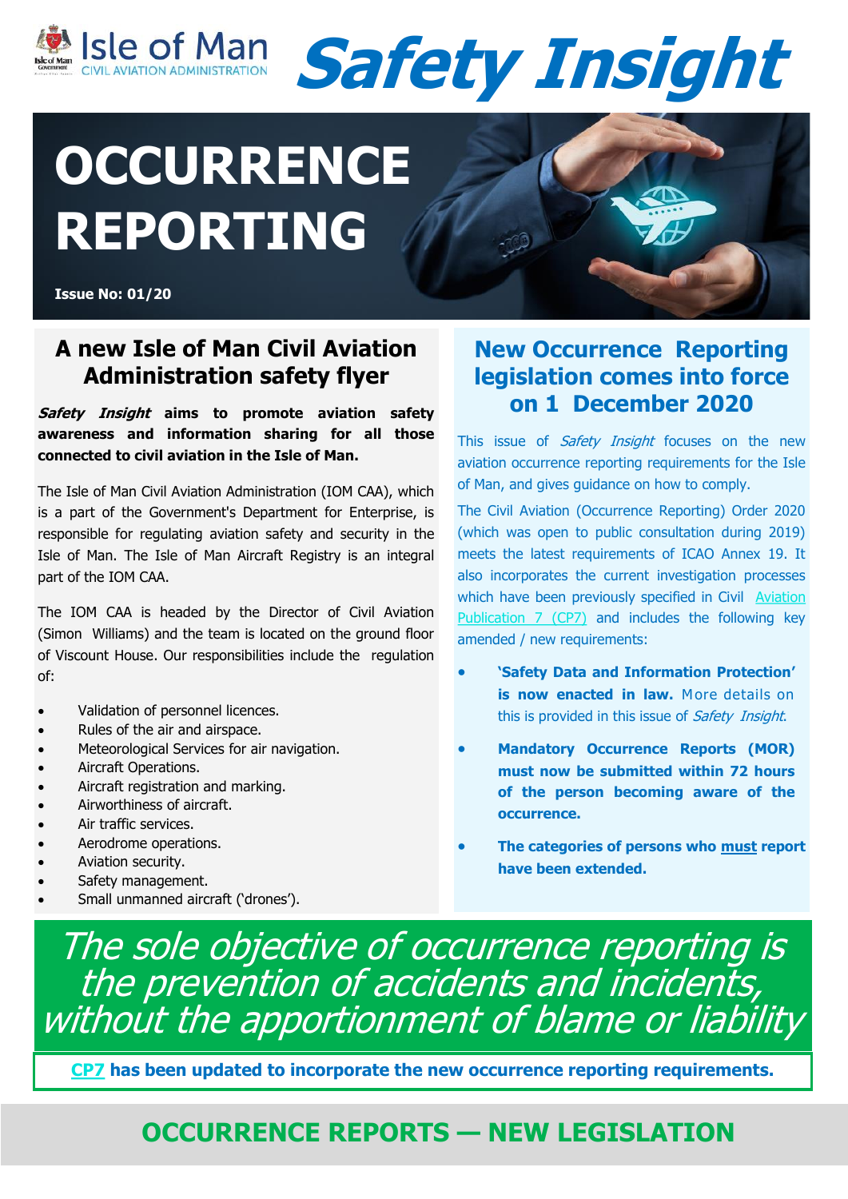Isle of Man CIVIL AVIATION ADMINISTRATION

# Safety Insight

# OCCURRENCE REPORTING

**Issue No: 01/20**

## A new Isle of Man Civil Aviation Administration safety flyer

***Safety Insight*** **aims to promote aviation safety awareness and information sharing for all those connected to civil aviation in the Isle of Man.**

The Isle of Man Civil Aviation Administration (IOM CAA), which is a part of the Government's Department for Enterprise, is responsible for regulating aviation safety and security in the Isle of Man. The Isle of Man Aircraft Registry is an integral part of the IOM CAA.

The IOM CAA is headed by the Director of Civil Aviation (Simon Williams) and the team is located on the ground floor of Viscount House. Our responsibilities include the regulation of:

- Validation of personnel licences.
- Rules of the air and airspace.
- Meteorological Services for air navigation.
- Aircraft Operations.
- Aircraft registration and marking.
- Airworthiness of aircraft.
- Air traffic services.
- Aerodrome operations.
- Aviation security.
- Safety management.
- Small unmanned aircraft ('drones').

## New Occurrence Reporting legislation comes into force on 1 December 2020

This issue of *Safety Insight* focuses on the new aviation occurrence reporting requirements for the Isle of Man, and gives guidance on how to comply.

The Civil Aviation (Occurrence Reporting) Order 2020 (which was open to public consultation during 2019) meets the latest requirements of ICAO Annex 19. It also incorporates the current investigation processes which have been previously specified in Civil Aviation Publication 7 (CP7) and includes the following key amended / new requirements:

- **'Safety Data and Information Protection' is now enacted in law.** More details on this is provided in this issue of *Safety Insight*.
- **Mandatory Occurrence Reports (MOR) must now be submitted within 72 hours of the person becoming aware of the occurrence.**
- **The categories of persons who must report have been extended.**

*The sole objective of occurrence reporting is the prevention of accidents and incidents, without the apportionment of blame or liability*

**CP7 has been updated to incorporate the new occurrence reporting requirements.**

## OCCURRENCE REPORTS — NEW LEGISLATION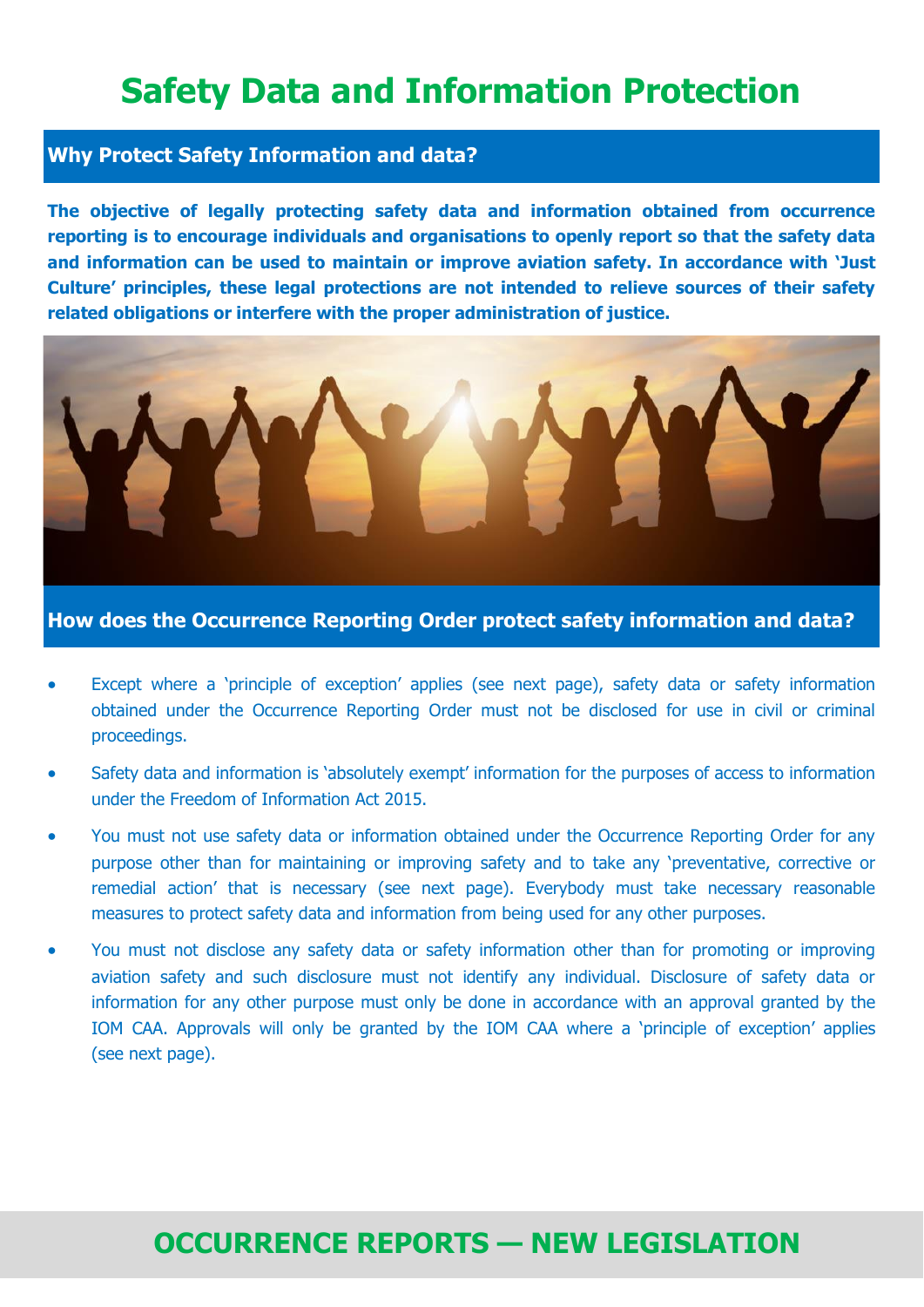# Safety Data and Information Protection

## Why Protect Safety Information and data?

**The objective of legally protecting safety data and information obtained from occurrence reporting is to encourage individuals and organisations to openly report so that the safety data and information can be used to maintain or improve aviation safety. In accordance with 'Just Culture' principles, these legal protections are not intended to relieve sources of their safety related obligations or interfere with the proper administration of justice.**

## How does the Occurrence Reporting Order protect safety information and data?

- Except where a 'principle of exception' applies (see next page), safety data or safety information obtained under the Occurrence Reporting Order must not be disclosed for use in civil or criminal proceedings.
- Safety data and information is 'absolutely exempt' information for the purposes of access to information under the Freedom of Information Act 2015.
- You must not use safety data or information obtained under the Occurrence Reporting Order for any purpose other than for maintaining or improving safety and to take any 'preventative, corrective or remedial action' that is necessary (see next page). Everybody must take necessary reasonable measures to protect safety data and information from being used for any other purposes.
- You must not disclose any safety data or safety information other than for promoting or improving aviation safety and such disclosure must not identify any individual. Disclosure of safety data or information for any other purpose must only be done in accordance with an approval granted by the IOM CAA. Approvals will only be granted by the IOM CAA where a 'principle of exception' applies (see next page).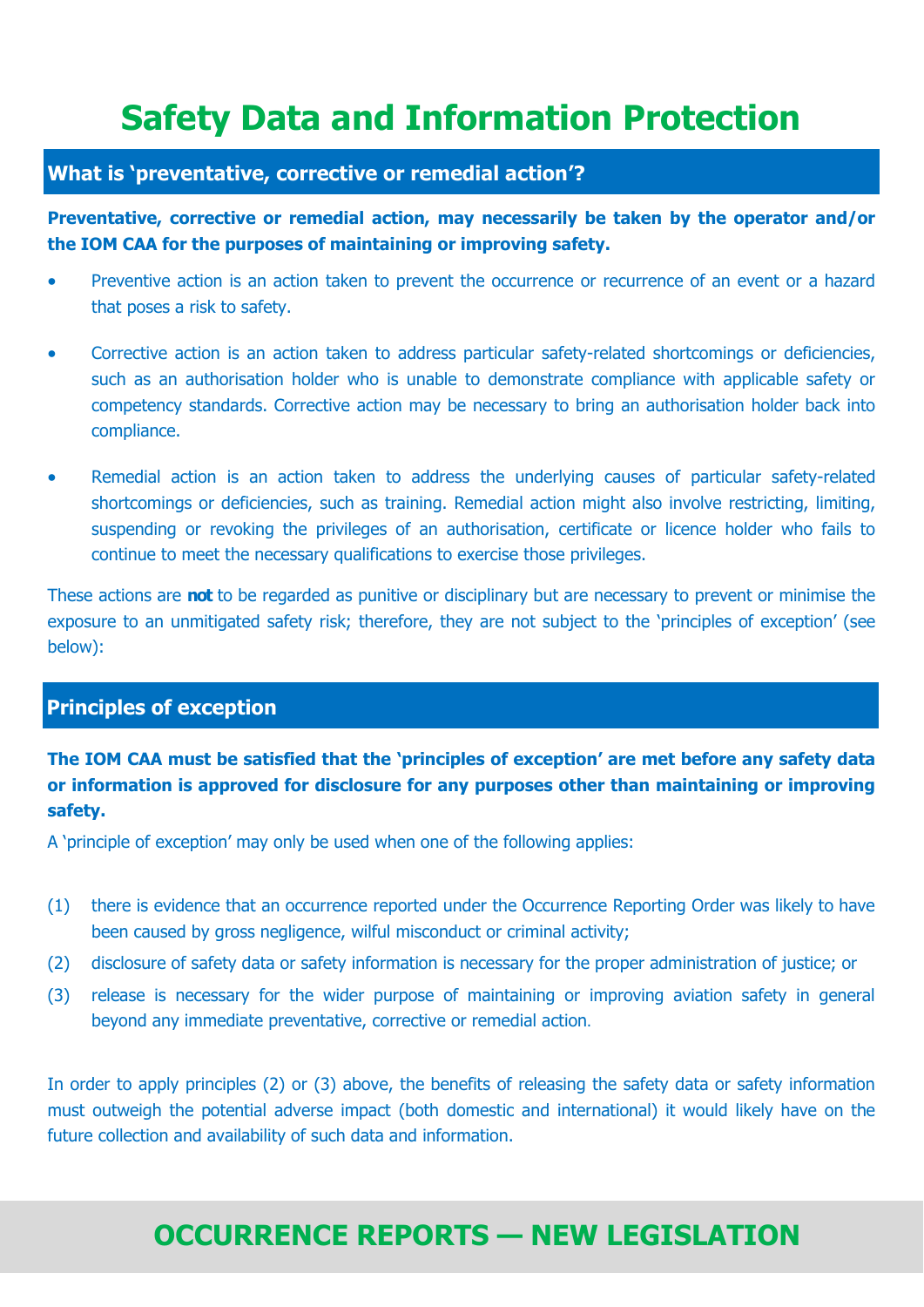# Safety Data and Information Protection

## What is 'preventative, corrective or remedial action'?

**Preventative, corrective or remedial action, may necessarily be taken by the operator and/or the IOM CAA for the purposes of maintaining or improving safety.**

- Preventive action is an action taken to prevent the occurrence or recurrence of an event or a hazard that poses a risk to safety.
- Corrective action is an action taken to address particular safety-related shortcomings or deficiencies, such as an authorisation holder who is unable to demonstrate compliance with applicable safety or competency standards. Corrective action may be necessary to bring an authorisation holder back into compliance.
- Remedial action is an action taken to address the underlying causes of particular safety-related shortcomings or deficiencies, such as training. Remedial action might also involve restricting, limiting, suspending or revoking the privileges of an authorisation, certificate or licence holder who fails to continue to meet the necessary qualifications to exercise those privileges.

These actions are **not** to be regarded as punitive or disciplinary but are necessary to prevent or minimise the exposure to an unmitigated safety risk; therefore, they are not subject to the 'principles of exception' (see below):

## Principles of exception

**The IOM CAA must be satisfied that the 'principles of exception' are met before any safety data or information is approved for disclosure for any purposes other than maintaining or improving safety.**

A 'principle of exception' may only be used when one of the following applies:

(1) there is evidence that an occurrence reported under the Occurrence Reporting Order was likely to have been caused by gross negligence, wilful misconduct or criminal activity;

(2) disclosure of safety data or safety information is necessary for the proper administration of justice; or

(3) release is necessary for the wider purpose of maintaining or improving aviation safety in general beyond any immediate preventative, corrective or remedial action.

In order to apply principles (2) or (3) above, the benefits of releasing the safety data or safety information must outweigh the potential adverse impact (both domestic and international) it would likely have on the future collection and availability of such data and information.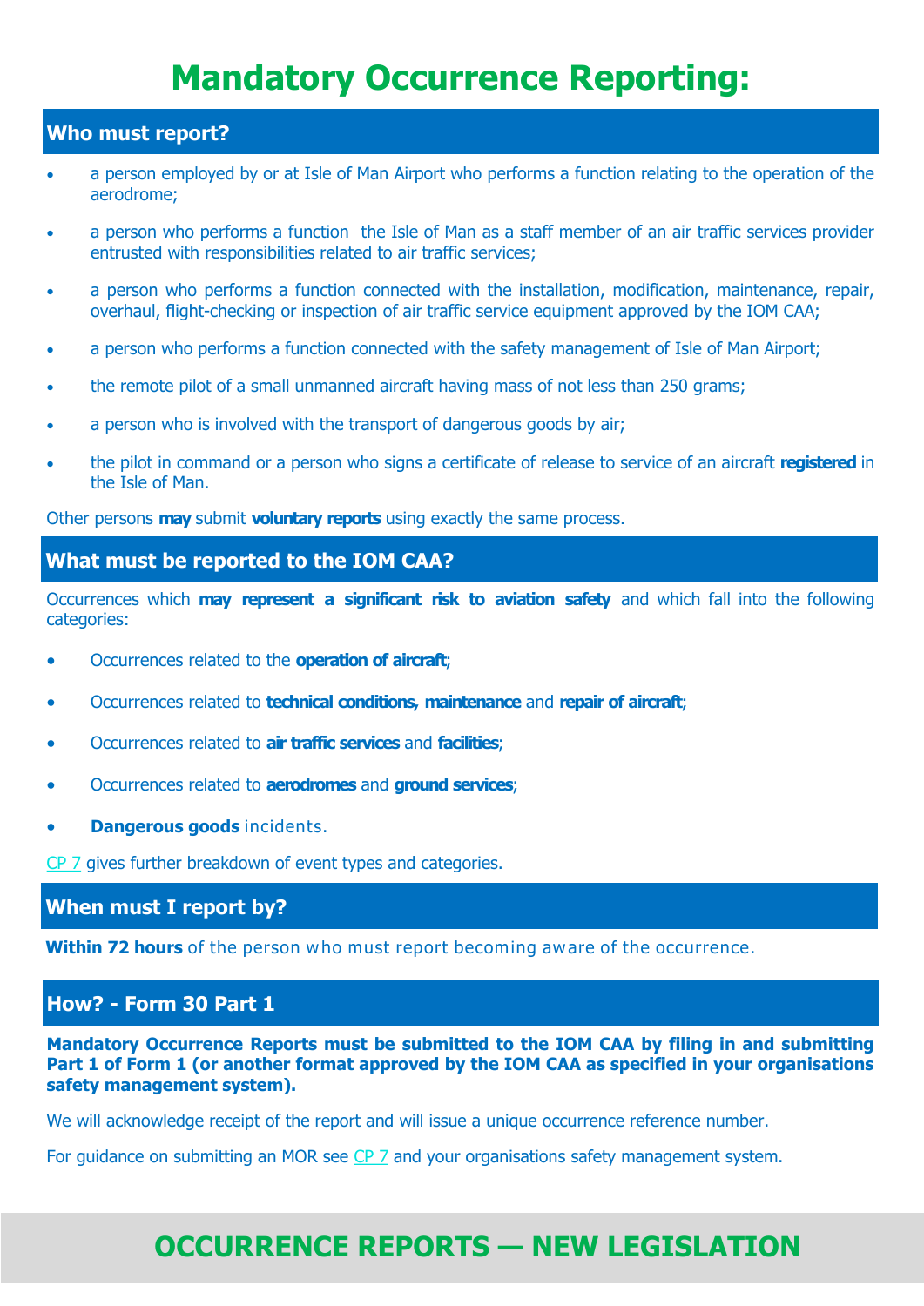# Mandatory Occurrence Reporting:

## Who must report?

- a person employed by or at Isle of Man Airport who performs a function relating to the operation of the aerodrome;
- a person who performs a function  the Isle of Man as a staff member of an air traffic services provider entrusted with responsibilities related to air traffic services;
- a person who performs a function connected with the installation, modification, maintenance, repair, overhaul, flight-checking or inspection of air traffic service equipment approved by the IOM CAA;
- a person who performs a function connected with the safety management of Isle of Man Airport;
- the remote pilot of a small unmanned aircraft having mass of not less than 250 grams;
- a person who is involved with the transport of dangerous goods by air;
- the pilot in command or a person who signs a certificate of release to service of an aircraft **registered** in the Isle of Man.

Other persons **may** submit **voluntary reports** using exactly the same process.

## What must be reported to the IOM CAA?

Occurrences which **may represent a significant risk to aviation safety** and which fall into the following categories:

- Occurrences related to the **operation of aircraft**;
- Occurrences related to **technical conditions, maintenance** and **repair of aircraft**;
- Occurrences related to **air traffic services** and **facilities**;
- Occurrences related to **aerodromes** and **ground services**;
- **Dangerous goods** incidents.

CP 7 gives further breakdown of event types and categories.

## When must I report by?

**Within 72 hours** of the person who must report becoming aware of the occurrence.

## How? - Form 30 Part 1

**Mandatory Occurrence Reports must be submitted to the IOM CAA by filing in and submitting Part 1 of Form 1 (or another format approved by the IOM CAA as specified in your organisations safety management system).**

We will acknowledge receipt of the report and will issue a unique occurrence reference number.

For guidance on submitting an MOR see CP 7 and your organisations safety management system.

## OCCURRENCE REPORTS — NEW LEGISLATION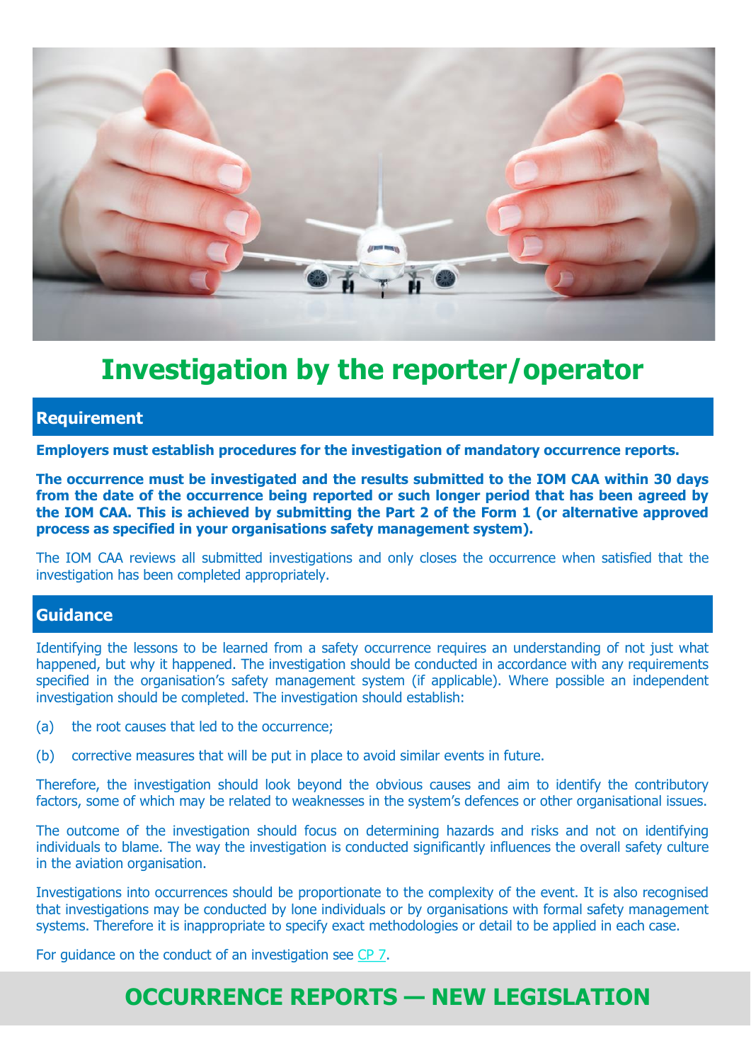# Investigation by the reporter/operator

## Requirement

**Employers must establish procedures for the investigation of mandatory occurrence reports.**

**The occurrence must be investigated and the results submitted to the IOM CAA within 30 days from the date of the occurrence being reported or such longer period that has been agreed by the IOM CAA. This is achieved by submitting the Part 2 of the Form 1 (or alternative approved process as specified in your organisations safety management system).**

The IOM CAA reviews all submitted investigations and only closes the occurrence when satisfied that the investigation has been completed appropriately.

## Guidance

Identifying the lessons to be learned from a safety occurrence requires an understanding of not just what happened, but why it happened. The investigation should be conducted in accordance with any requirements specified in the organisation's safety management system (if applicable). Where possible an independent investigation should be completed. The investigation should establish:

(a) the root causes that led to the occurrence;

(b) corrective measures that will be put in place to avoid similar events in future.

Therefore, the investigation should look beyond the obvious causes and aim to identify the contributory factors, some of which may be related to weaknesses in the system's defences or other organisational issues.

The outcome of the investigation should focus on determining hazards and risks and not on identifying individuals to blame. The way the investigation is conducted significantly influences the overall safety culture in the aviation organisation.

Investigations into occurrences should be proportionate to the complexity of the event. It is also recognised that investigations may be conducted by lone individuals or by organisations with formal safety management systems. Therefore it is inappropriate to specify exact methodologies or detail to be applied in each case.

For guidance on the conduct of an investigation see CP 7.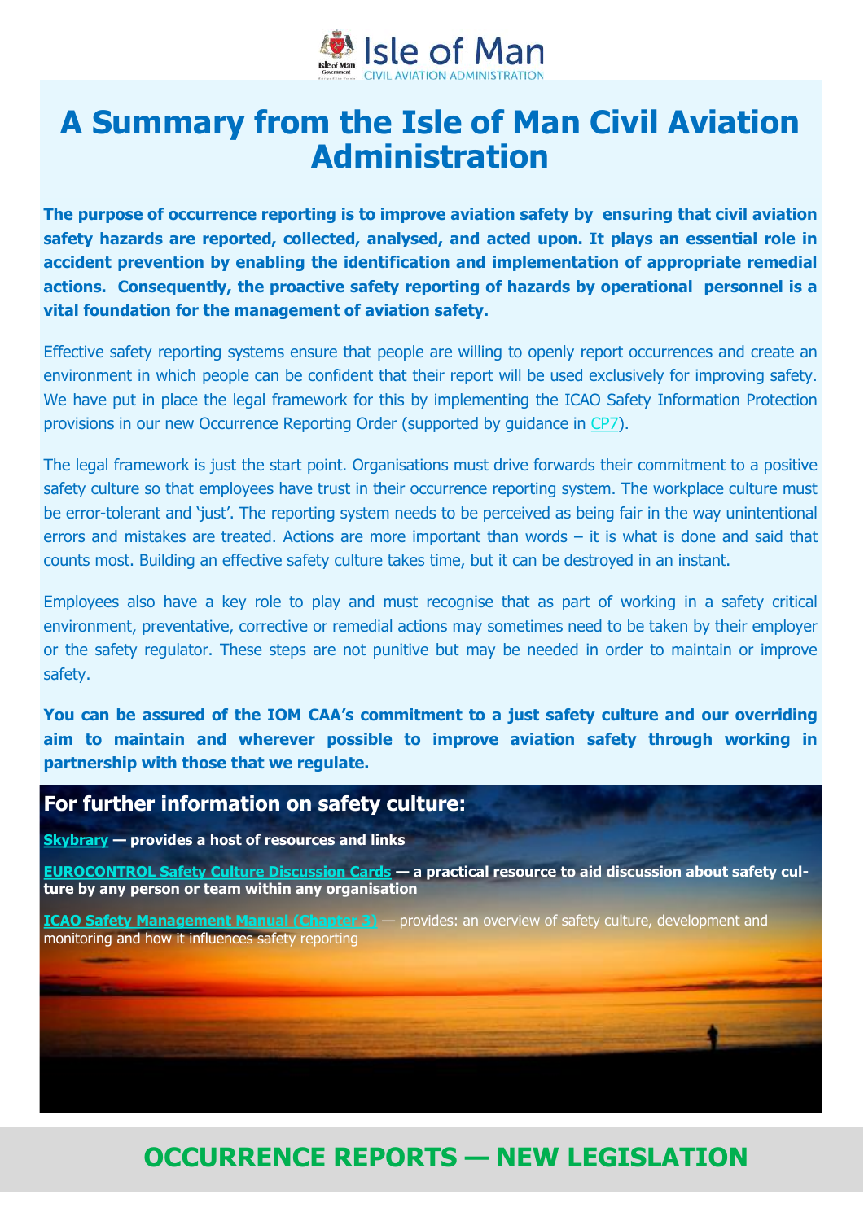# A Summary from the Isle of Man Civil Aviation Administration

**The purpose of occurrence reporting is to improve aviation safety by ensuring that civil aviation safety hazards are reported, collected, analysed, and acted upon. It plays an essential role in accident prevention by enabling the identification and implementation of appropriate remedial actions. Consequently, the proactive safety reporting of hazards by operational personnel is a vital foundation for the management of aviation safety.**

Effective safety reporting systems ensure that people are willing to openly report occurrences and create an environment in which people can be confident that their report will be used exclusively for improving safety. We have put in place the legal framework for this by implementing the ICAO Safety Information Protection provisions in our new Occurrence Reporting Order (supported by guidance in CP7).

The legal framework is just the start point. Organisations must drive forwards their commitment to a positive safety culture so that employees have trust in their occurrence reporting system. The workplace culture must be error-tolerant and 'just'. The reporting system needs to be perceived as being fair in the way unintentional errors and mistakes are treated. Actions are more important than words – it is what is done and said that counts most. Building an effective safety culture takes time, but it can be destroyed in an instant.

Employees also have a key role to play and must recognise that as part of working in a safety critical environment, preventative, corrective or remedial actions may sometimes need to be taken by their employer or the safety regulator. These steps are not punitive but may be needed in order to maintain or improve safety.

**You can be assured of the IOM CAA's commitment to a just safety culture and our overriding aim to maintain and wherever possible to improve aviation safety through working in partnership with those that we regulate.**

## For further information on safety culture:

**Skybrary — provides a host of resources and links**

**EUROCONTROL Safety Culture Discussion Cards — a practical resource to aid discussion about safety culture by any person or team within any organisation**

ICAO Safety Management Manual (Chapter 3) — provides: an overview of safety culture, development and monitoring and how it influences safety reporting

## OCCURRENCE REPORTS — NEW LEGISLATION